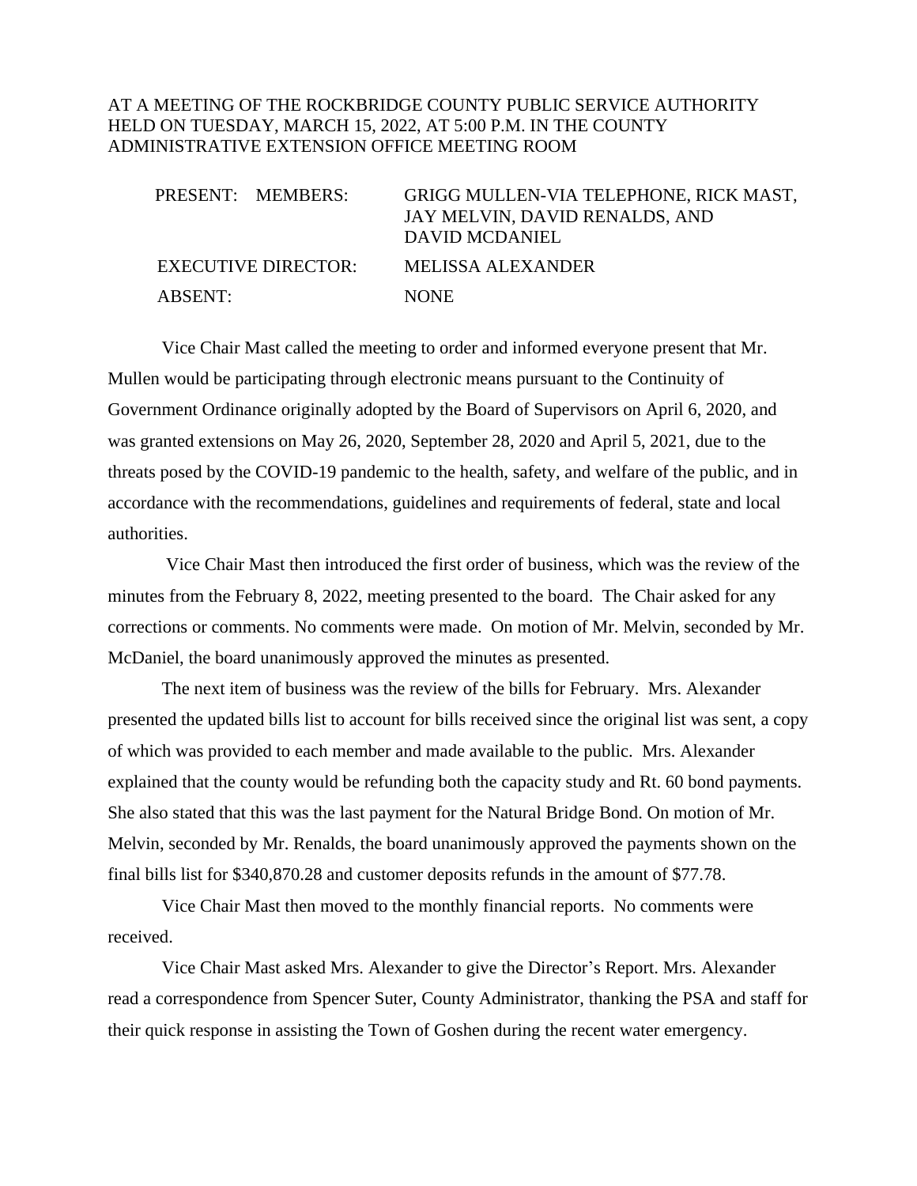AT A MEETING OF THE ROCKBRIDGE COUNTY PUBLIC SERVICE AUTHORITY HELD ON TUESDAY, MARCH 15, 2022, AT 5:00 P.M. IN THE COUNTY ADMINISTRATIVE EXTENSION OFFICE MEETING ROOM

| | |
|---|---|
| PRESENT: MEMBERS: | GRIGG MULLEN-VIA TELEPHONE, RICK MAST, JAY MELVIN, DAVID RENALDS, AND DAVID MCDANIEL |
| EXECUTIVE DIRECTOR: | MELISSA ALEXANDER |
| ABSENT: | NONE |

Vice Chair Mast called the meeting to order and informed everyone present that Mr. Mullen would be participating through electronic means pursuant to the Continuity of Government Ordinance originally adopted by the Board of Supervisors on April 6, 2020, and was granted extensions on May 26, 2020, September 28, 2020 and April 5, 2021, due to the threats posed by the COVID-19 pandemic to the health, safety, and welfare of the public, and in accordance with the recommendations, guidelines and requirements of federal, state and local authorities.

Vice Chair Mast then introduced the first order of business, which was the review of the minutes from the February 8, 2022, meeting presented to the board. The Chair asked for any corrections or comments. No comments were made. On motion of Mr. Melvin, seconded by Mr. McDaniel, the board unanimously approved the minutes as presented.

The next item of business was the review of the bills for February. Mrs. Alexander presented the updated bills list to account for bills received since the original list was sent, a copy of which was provided to each member and made available to the public. Mrs. Alexander explained that the county would be refunding both the capacity study and Rt. 60 bond payments. She also stated that this was the last payment for the Natural Bridge Bond. On motion of Mr. Melvin, seconded by Mr. Renalds, the board unanimously approved the payments shown on the final bills list for $340,870.28 and customer deposits refunds in the amount of $77.78.

Vice Chair Mast then moved to the monthly financial reports. No comments were received.

Vice Chair Mast asked Mrs. Alexander to give the Director's Report. Mrs. Alexander read a correspondence from Spencer Suter, County Administrator, thanking the PSA and staff for their quick response in assisting the Town of Goshen during the recent water emergency.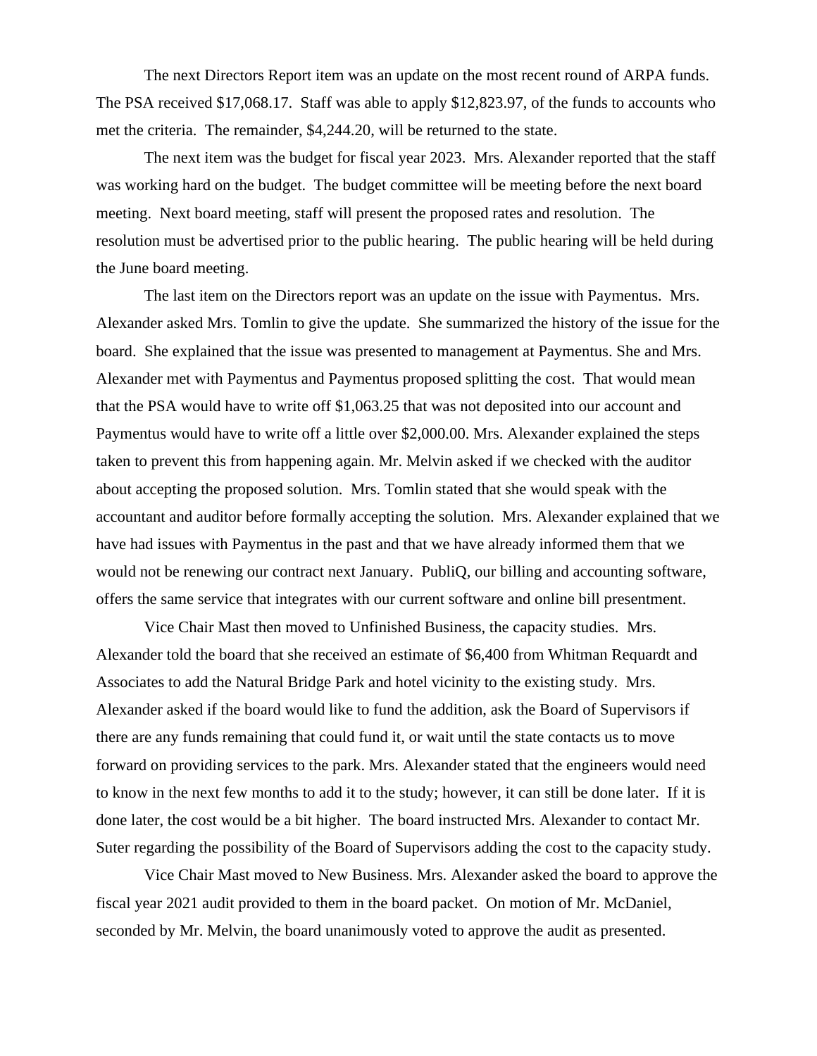The next Directors Report item was an update on the most recent round of ARPA funds. The PSA received $17,068.17. Staff was able to apply $12,823.97, of the funds to accounts who met the criteria. The remainder, $4,244.20, will be returned to the state.

The next item was the budget for fiscal year 2023. Mrs. Alexander reported that the staff was working hard on the budget. The budget committee will be meeting before the next board meeting. Next board meeting, staff will present the proposed rates and resolution. The resolution must be advertised prior to the public hearing. The public hearing will be held during the June board meeting.

The last item on the Directors report was an update on the issue with Paymentus. Mrs. Alexander asked Mrs. Tomlin to give the update. She summarized the history of the issue for the board. She explained that the issue was presented to management at Paymentus. She and Mrs. Alexander met with Paymentus and Paymentus proposed splitting the cost. That would mean that the PSA would have to write off $1,063.25 that was not deposited into our account and Paymentus would have to write off a little over $2,000.00. Mrs. Alexander explained the steps taken to prevent this from happening again. Mr. Melvin asked if we checked with the auditor about accepting the proposed solution. Mrs. Tomlin stated that she would speak with the accountant and auditor before formally accepting the solution. Mrs. Alexander explained that we have had issues with Paymentus in the past and that we have already informed them that we would not be renewing our contract next January. PubliQ, our billing and accounting software, offers the same service that integrates with our current software and online bill presentment.

Vice Chair Mast then moved to Unfinished Business, the capacity studies. Mrs. Alexander told the board that she received an estimate of $6,400 from Whitman Requardt and Associates to add the Natural Bridge Park and hotel vicinity to the existing study. Mrs. Alexander asked if the board would like to fund the addition, ask the Board of Supervisors if there are any funds remaining that could fund it, or wait until the state contacts us to move forward on providing services to the park. Mrs. Alexander stated that the engineers would need to know in the next few months to add it to the study; however, it can still be done later. If it is done later, the cost would be a bit higher. The board instructed Mrs. Alexander to contact Mr. Suter regarding the possibility of the Board of Supervisors adding the cost to the capacity study.

Vice Chair Mast moved to New Business. Mrs. Alexander asked the board to approve the fiscal year 2021 audit provided to them in the board packet. On motion of Mr. McDaniel, seconded by Mr. Melvin, the board unanimously voted to approve the audit as presented.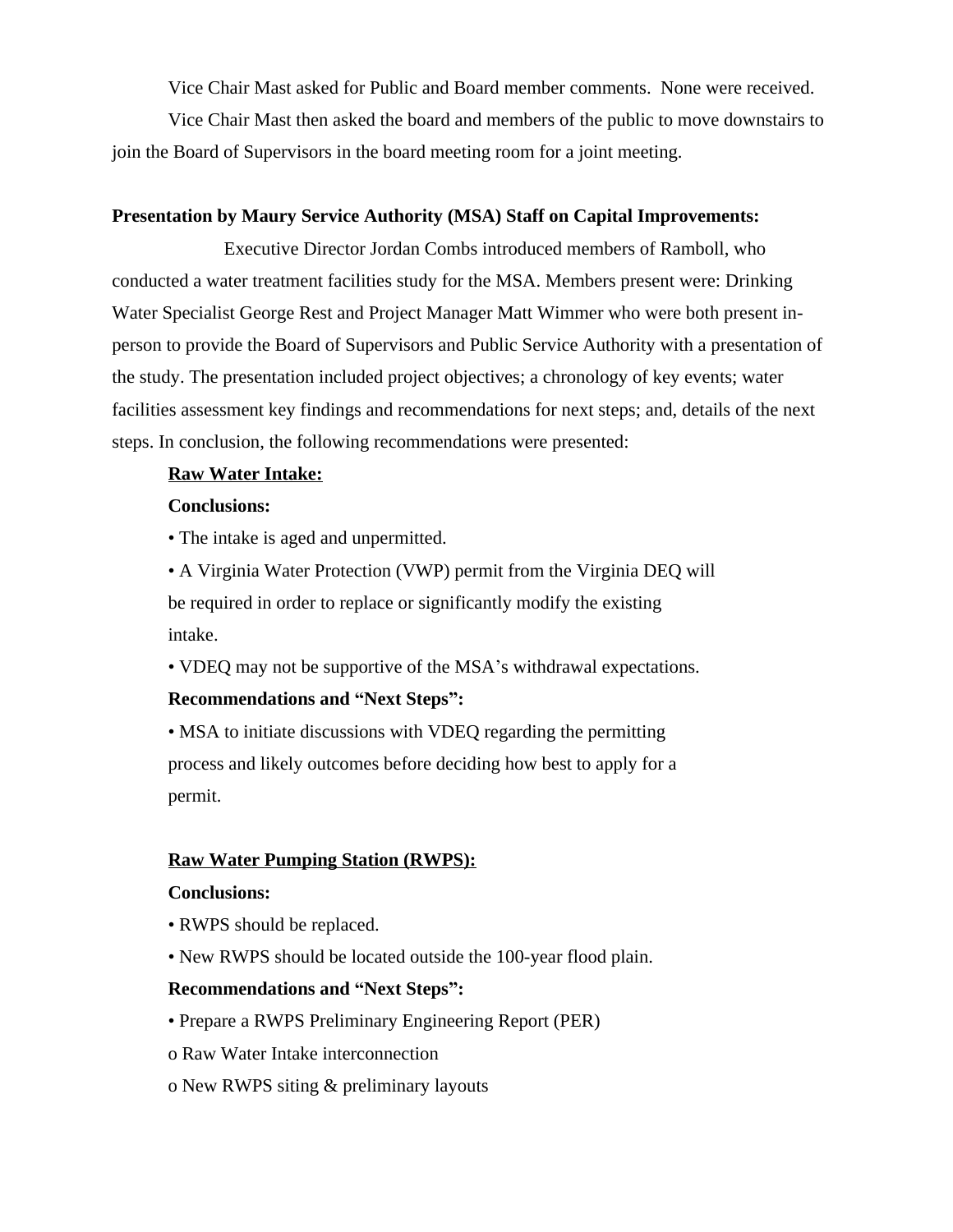Vice Chair Mast asked for Public and Board member comments. None were received.

Vice Chair Mast then asked the board and members of the public to move downstairs to join the Board of Supervisors in the board meeting room for a joint meeting.

**Presentation by Maury Service Authority (MSA) Staff on Capital Improvements:**

Executive Director Jordan Combs introduced members of Ramboll, who conducted a water treatment facilities study for the MSA. Members present were: Drinking Water Specialist George Rest and Project Manager Matt Wimmer who were both present in-person to provide the Board of Supervisors and Public Service Authority with a presentation of the study. The presentation included project objectives; a chronology of key events; water facilities assessment key findings and recommendations for next steps; and, details of the next steps. In conclusion, the following recommendations were presented:

**<u>Raw Water Intake:</u>**

**Conclusions:**

• The intake is aged and unpermitted.

• A Virginia Water Protection (VWP) permit from the Virginia DEQ will be required in order to replace or significantly modify the existing intake.

• VDEQ may not be supportive of the MSA's withdrawal expectations.

**Recommendations and "Next Steps":**

• MSA to initiate discussions with VDEQ regarding the permitting process and likely outcomes before deciding how best to apply for a permit.

**<u>Raw Water Pumping Station (RWPS):</u>**

**Conclusions:**

• RWPS should be replaced.

• New RWPS should be located outside the 100-year flood plain.

**Recommendations and "Next Steps":**

• Prepare a RWPS Preliminary Engineering Report (PER)

o Raw Water Intake interconnection

o New RWPS siting & preliminary layouts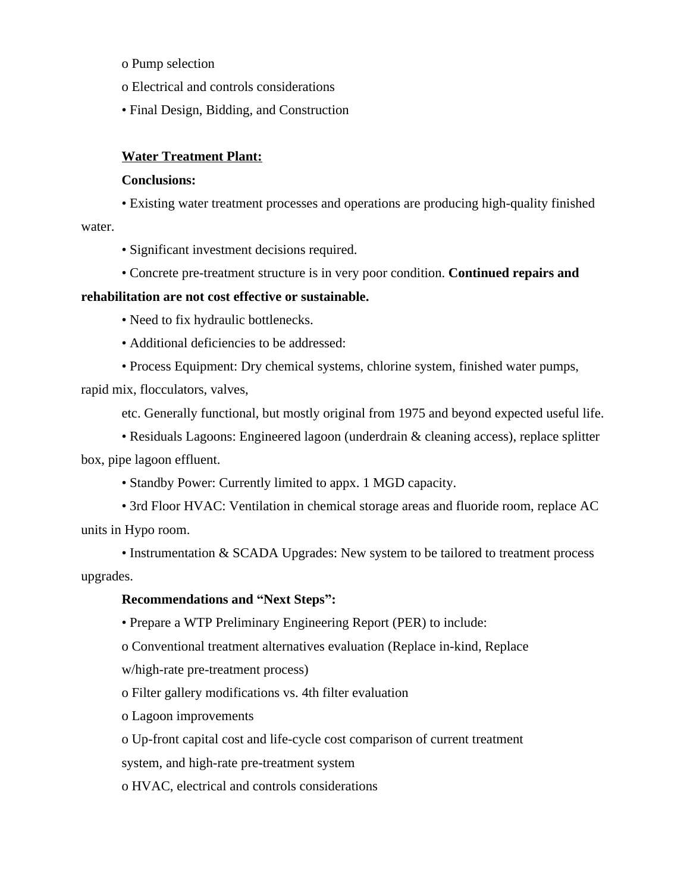o Pump selection

o Electrical and controls considerations

• Final Design, Bidding, and Construction

**<u>Water Treatment Plant:</u>**

**Conclusions:**

• Existing water treatment processes and operations are producing high-quality finished water.

• Significant investment decisions required.

• Concrete pre-treatment structure is in very poor condition. **Continued repairs and rehabilitation are not cost effective or sustainable.**

• Need to fix hydraulic bottlenecks.

• Additional deficiencies to be addressed:

• Process Equipment: Dry chemical systems, chlorine system, finished water pumps, rapid mix, flocculators, valves,

etc. Generally functional, but mostly original from 1975 and beyond expected useful life.

• Residuals Lagoons: Engineered lagoon (underdrain & cleaning access), replace splitter box, pipe lagoon effluent.

• Standby Power: Currently limited to appx. 1 MGD capacity.

• 3rd Floor HVAC: Ventilation in chemical storage areas and fluoride room, replace AC units in Hypo room.

• Instrumentation & SCADA Upgrades: New system to be tailored to treatment process upgrades.

**Recommendations and "Next Steps":**

• Prepare a WTP Preliminary Engineering Report (PER) to include:

o Conventional treatment alternatives evaluation (Replace in-kind, Replace w/high-rate pre-treatment process)

o Filter gallery modifications vs. 4th filter evaluation

o Lagoon improvements

o Up-front capital cost and life-cycle cost comparison of current treatment system, and high-rate pre-treatment system

o HVAC, electrical and controls considerations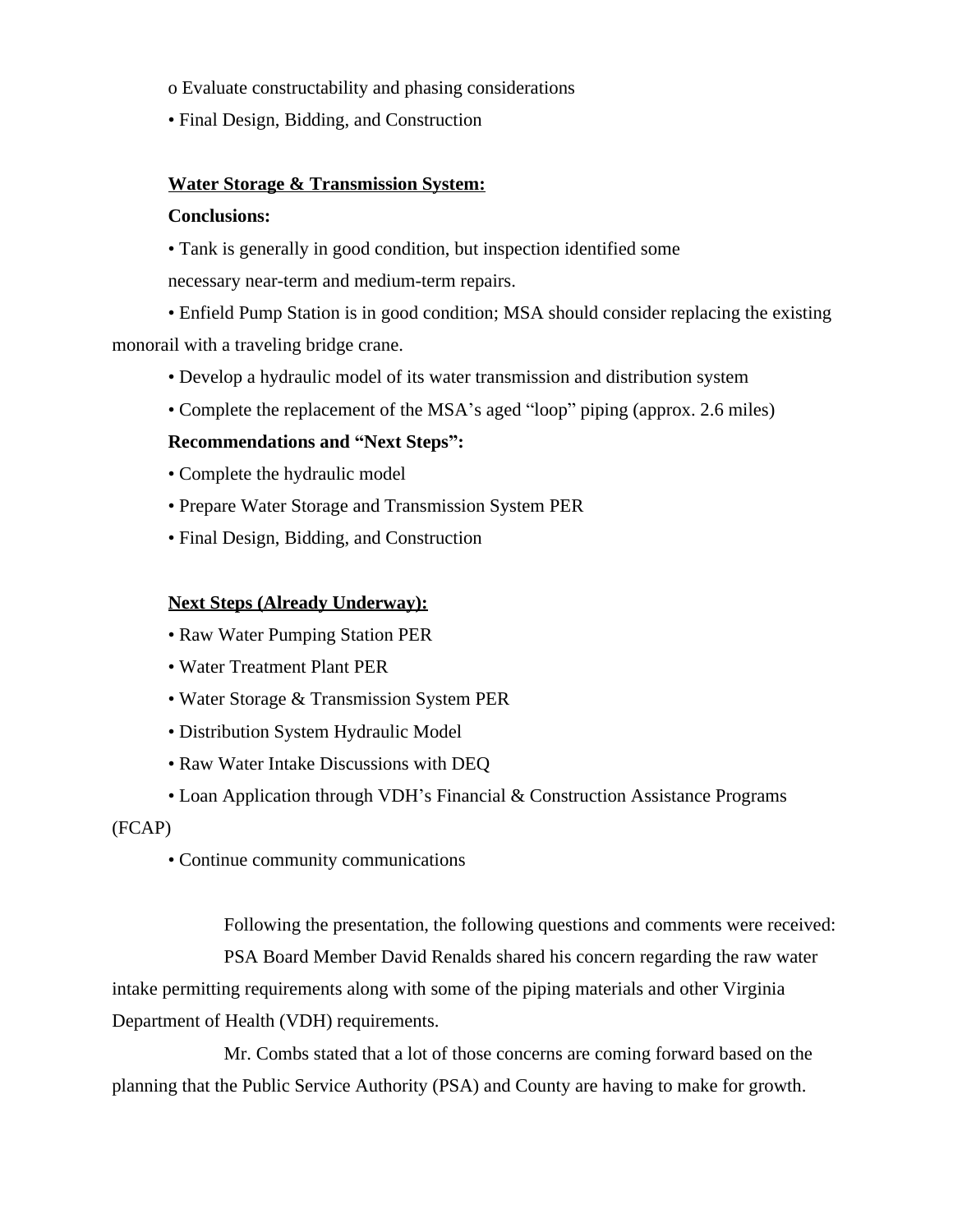o Evaluate constructability and phasing considerations

• Final Design, Bidding, and Construction

**<u>Water Storage & Transmission System:</u>**

**Conclusions:**

• Tank is generally in good condition, but inspection identified some necessary near-term and medium-term repairs.

• Enfield Pump Station is in good condition; MSA should consider replacing the existing monorail with a traveling bridge crane.

• Develop a hydraulic model of its water transmission and distribution system

• Complete the replacement of the MSA's aged "loop" piping (approx. 2.6 miles)

**Recommendations and "Next Steps":**

• Complete the hydraulic model

• Prepare Water Storage and Transmission System PER

• Final Design, Bidding, and Construction

**<u>Next Steps (Already Underway):</u>**

• Raw Water Pumping Station PER

• Water Treatment Plant PER

• Water Storage & Transmission System PER

• Distribution System Hydraulic Model

• Raw Water Intake Discussions with DEQ

• Loan Application through VDH's Financial & Construction Assistance Programs (FCAP)

• Continue community communications

Following the presentation, the following questions and comments were received:

PSA Board Member David Renalds shared his concern regarding the raw water intake permitting requirements along with some of the piping materials and other Virginia Department of Health (VDH) requirements.

Mr. Combs stated that a lot of those concerns are coming forward based on the planning that the Public Service Authority (PSA) and County are having to make for growth.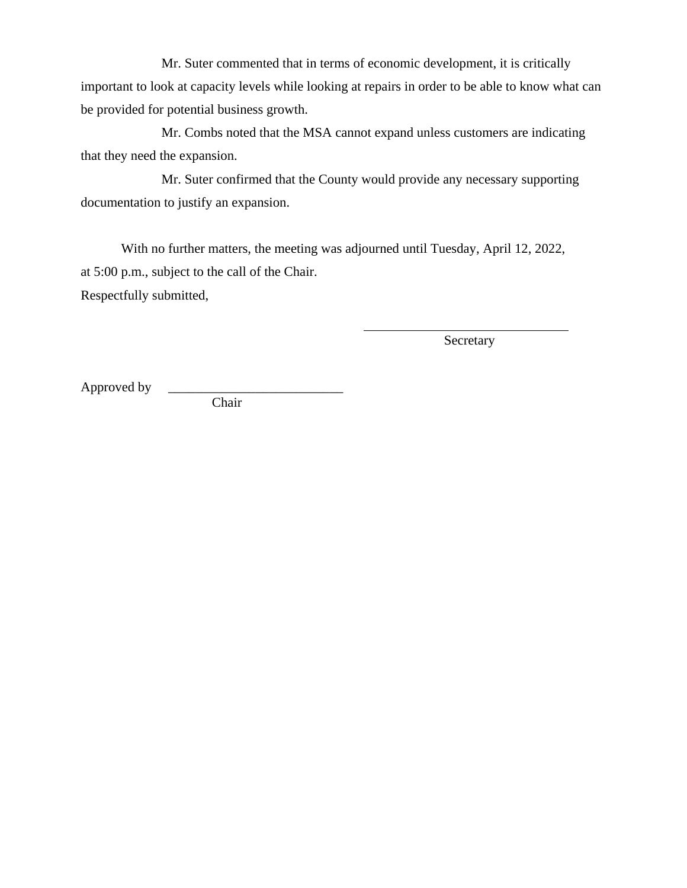Mr. Suter commented that in terms of economic development, it is critically important to look at capacity levels while looking at repairs in order to be able to know what can be provided for potential business growth.

Mr. Combs noted that the MSA cannot expand unless customers are indicating that they need the expansion.

Mr. Suter confirmed that the County would provide any necessary supporting documentation to justify an expansion.

With no further matters, the meeting was adjourned until Tuesday, April 12, 2022, at 5:00 p.m., subject to the call of the Chair.

Respectfully submitted,

\_\_\_\_\_\_\_\_\_\_\_\_\_\_\_\_\_\_\_\_\_\_\_\_\_\_\_\_\_\_\_\_\_

Secretary

Approved by \_\_\_\_\_\_\_\_\_\_\_\_\_\_\_\_\_\_\_\_\_\_\_\_\_\_\_\_

Chair